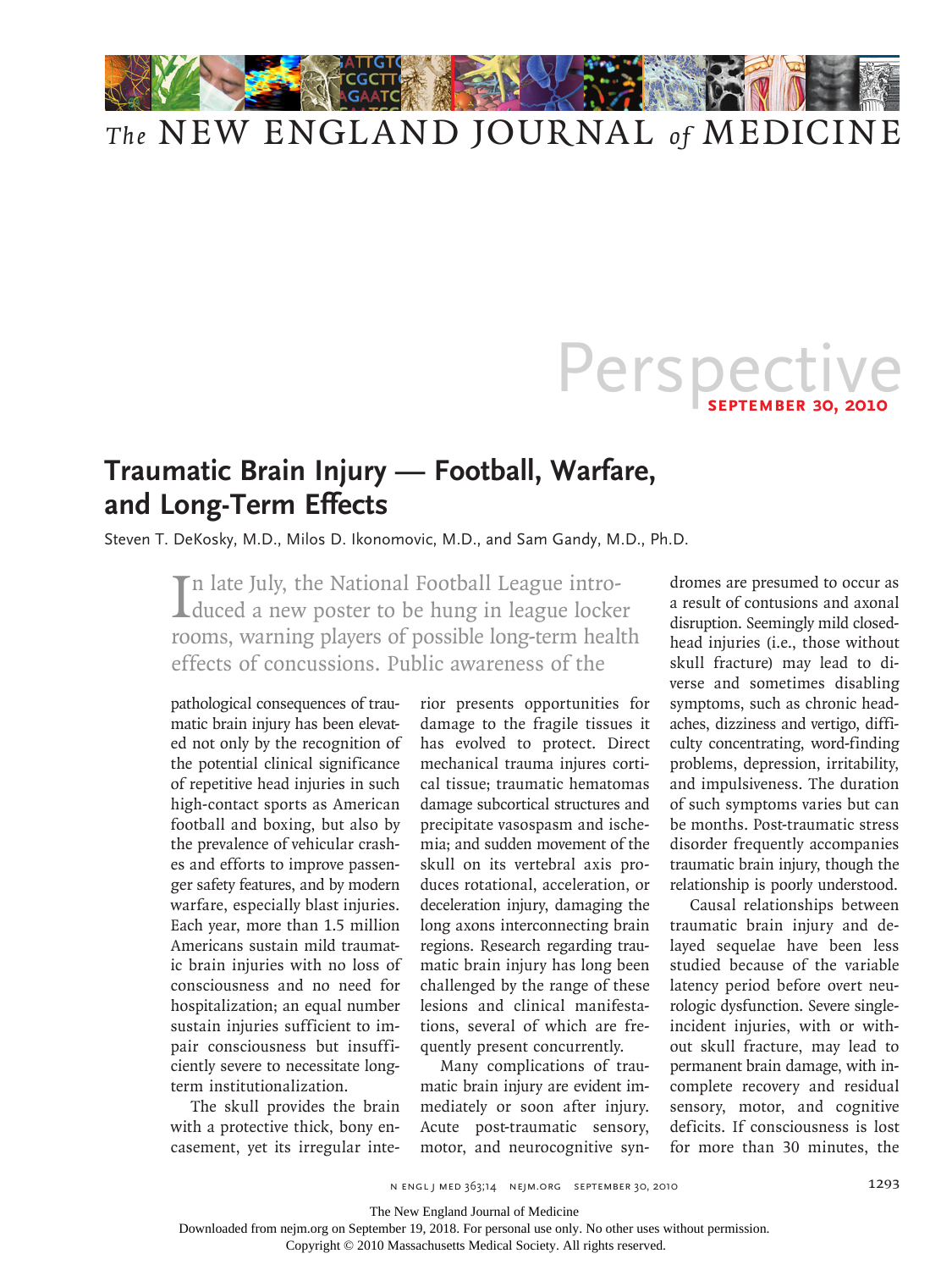# Perspective

**September 30, 2010**

## Traumatic Brain Injury — Football, Warfare, and Long-Term Effects

Steven T. DeKosky, M.D., Milos D. Ikonomovic, M.D., and Sam Gandy, M.D., Ph.D.

In late July, the National Football League introduced a new poster to be hung in league locker rooms, warning players of possible long-term health effects of concussions. Public awareness of the pathological consequences of traumatic brain injury has been elevated not only by the recognition of the potential clinical significance of repetitive head injuries in such high-contact sports as American football and boxing, but also by the prevalence of vehicular crashes and efforts to improve passenger safety features, and by modern warfare, especially blast injuries. Each year, more than 1.5 million Americans sustain mild traumatic brain injuries with no loss of consciousness and no need for hospitalization; an equal number sustain injuries sufficient to impair consciousness but insufficiently severe to necessitate long-term institutionalization.

The skull provides the brain with a protective thick, bony encasement, yet its irregular interior presents opportunities for damage to the fragile tissues it has evolved to protect. Direct mechanical trauma injures cortical tissue; traumatic hematomas damage subcortical structures and precipitate vasospasm and ischemia; and sudden movement of the skull on its vertebral axis produces rotational, acceleration, or deceleration injury, damaging the long axons interconnecting brain regions. Research regarding traumatic brain injury has long been challenged by the range of these lesions and clinical manifestations, several of which are frequently present concurrently.

Many complications of traumatic brain injury are evident immediately or soon after injury. Acute post-traumatic sensory, motor, and neurocognitive syndromes are presumed to occur as a result of contusions and axonal disruption. Seemingly mild closed-head injuries (i.e., those without skull fracture) may lead to diverse and sometimes disabling symptoms, such as chronic headaches, dizziness and vertigo, difficulty concentrating, word-finding problems, depression, irritability, and impulsiveness. The duration of such symptoms varies but can be months. Post-traumatic stress disorder frequently accompanies traumatic brain injury, though the relationship is poorly understood.

Causal relationships between traumatic brain injury and delayed sequelae have been less studied because of the variable latency period before overt neurologic dysfunction. Severe single-incident injuries, with or without skull fracture, may lead to permanent brain damage, with incomplete recovery and residual sensory, motor, and cognitive deficits. If consciousness is lost for more than 30 minutes, the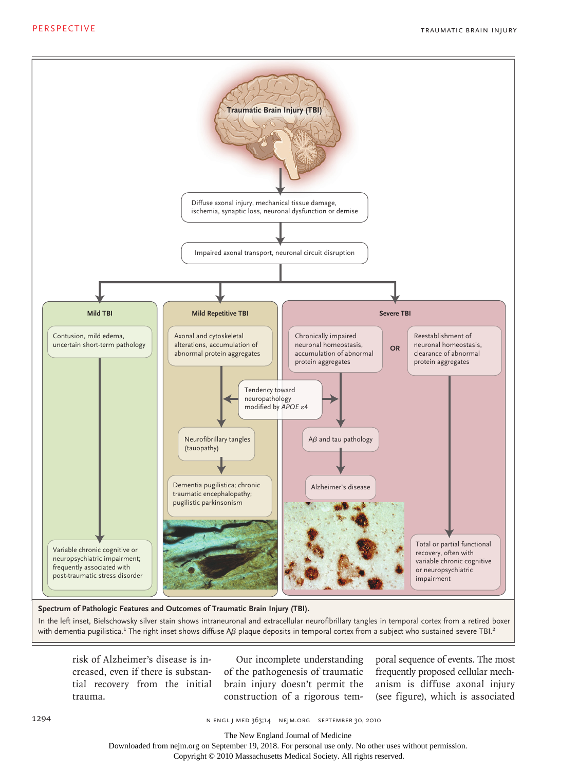Traumatic Brain Injury (TBI)

Diffuse axonal injury, mechanical tissue damage, ischemia, synaptic loss, neuronal dysfunction or demise

Impaired axonal transport, neuronal circuit disruption

**Mild TBI**

Contusion, mild edema, uncertain short-term pathology

Variable chronic cognitive or neuropsychiatric impairment; frequently associated with post-traumatic stress disorder

**Mild Repetitive TBI**

Axonal and cytoskeletal alterations, accumulation of abnormal protein aggregates

Tendency toward neuropathology modified by *APOE ε4*

Neurofibrillary tangles (tauopathy)

Dementia pugilistica; chronic traumatic encephalopathy; pugilistic parkinsonism

**Severe TBI**

Chronically impaired neuronal homeostasis, accumulation of abnormal protein aggregates

OR

Reestablishment of neuronal homeostasis, clearance of abnormal protein aggregates

Aβ and tau pathology

Alzheimer's disease

Total or partial functional recovery, often with variable chronic cognitive or neuropsychiatric impairment

**Spectrum of Pathologic Features and Outcomes of Traumatic Brain Injury (TBI).**

In the left inset, Bielschowsky silver stain shows intraneuronal and extracellular neurofibrillary tangles in temporal cortex from a retired boxer with dementia pugilistica.[1] The right inset shows diffuse Aβ plaque deposits in temporal cortex from a subject who sustained severe TBI.[2]

risk of Alzheimer's disease is increased, even if there is substantial recovery from the initial trauma.

Our incomplete understanding of the pathogenesis of traumatic brain injury doesn't permit the construction of a rigorous temporal sequence of events. The most frequently proposed cellular mechanism is diffuse axonal injury (see figure), which is associated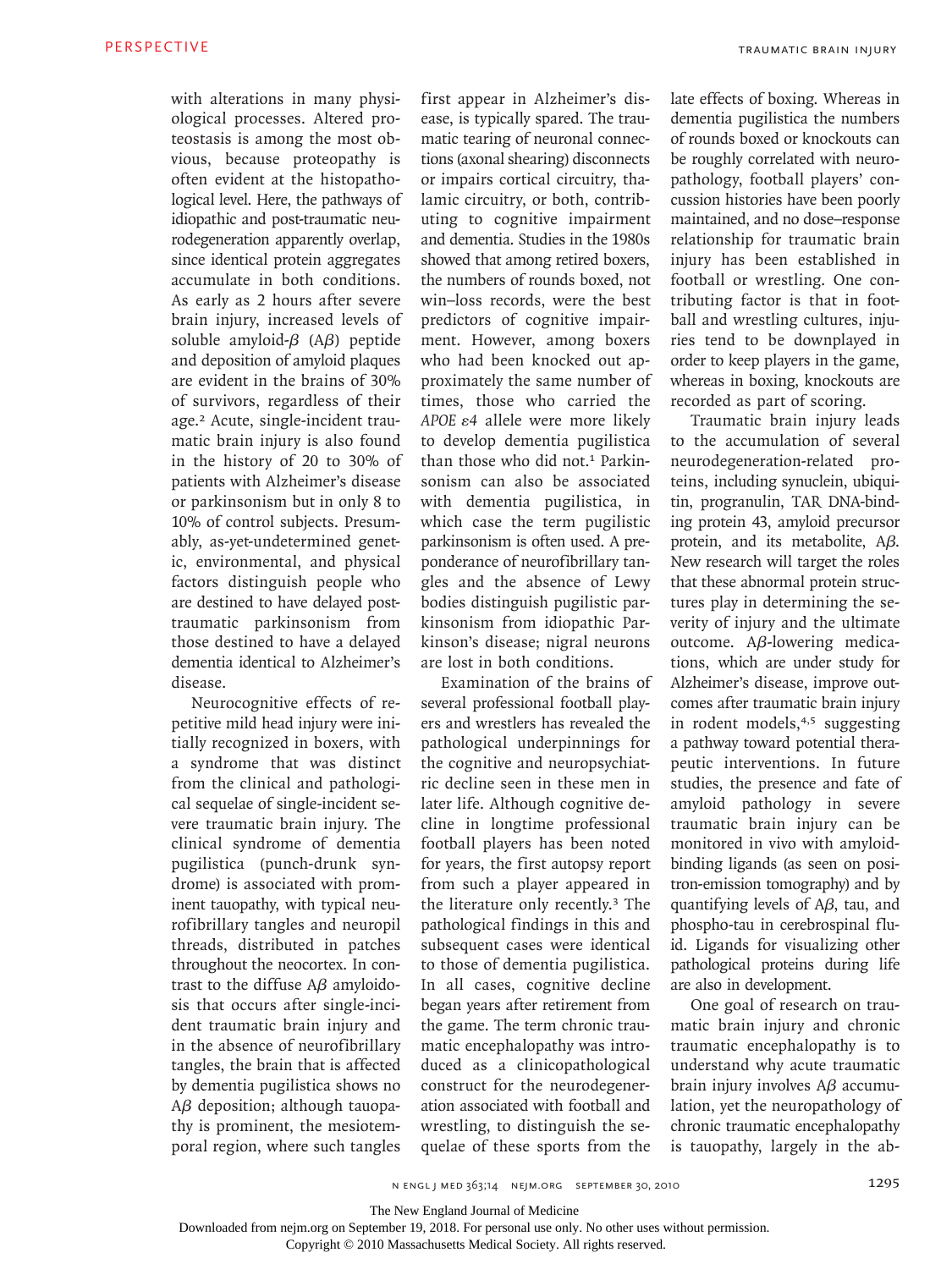with alterations in many physiological processes. Altered proteostasis is among the most obvious, because proteopathy is often evident at the histopathological level. Here, the pathways of idiopathic and post-traumatic neurodegeneration apparently overlap, since identical protein aggregates accumulate in both conditions. As early as 2 hours after severe brain injury, increased levels of soluble amyloid-$\beta$ (A$\beta$) peptide and deposition of amyloid plaques are evident in the brains of 30% of survivors, regardless of their age.[2] Acute, single-incident traumatic brain injury is also found in the history of 20 to 30% of patients with Alzheimer's disease or parkinsonism but in only 8 to 10% of control subjects. Presumably, as-yet-undetermined genetic, environmental, and physical factors distinguish people who are destined to have delayed post-traumatic parkinsonism from those destined to have a delayed dementia identical to Alzheimer's disease.

Neurocognitive effects of repetitive mild head injury were initially recognized in boxers, with a syndrome that was distinct from the clinical and pathological sequelae of single-incident severe traumatic brain injury. The clinical syndrome of dementia pugilistica (punch-drunk syndrome) is associated with prominent tauopathy, with typical neurofibrillary tangles and neuropil threads, distributed in patches throughout the neocortex. In contrast to the diffuse A$\beta$ amyloidosis that occurs after single-incident traumatic brain injury and in the absence of neurofibrillary tangles, the brain that is affected by dementia pugilistica shows no A$\beta$ deposition; although tauopathy is prominent, the mesiotemporal region, where such tangles first appear in Alzheimer's disease, is typically spared. The traumatic tearing of neuronal connections (axonal shearing) disconnects or impairs cortical circuitry, thalamic circuitry, or both, contributing to cognitive impairment and dementia. Studies in the 1980s showed that among retired boxers, the numbers of rounds boxed, not win–loss records, were the best predictors of cognitive impairment. However, among boxers who had been knocked out approximately the same number of times, those who carried the *APOE ε4* allele were more likely to develop dementia pugilistica than those who did not.[1] Parkinsonism can also be associated with dementia pugilistica, in which case the term pugilistic parkinsonism is often used. A preponderance of neurofibrillary tangles and the absence of Lewy bodies distinguish pugilistic parkinsonism from idiopathic Parkinson's disease; nigral neurons are lost in both conditions.

Examination of the brains of several professional football players and wrestlers has revealed the pathological underpinnings for the cognitive and neuropsychiatric decline seen in these men in later life. Although cognitive decline in longtime professional football players has been noted for years, the first autopsy report from such a player appeared in the literature only recently.[3] The pathological findings in this and subsequent cases were identical to those of dementia pugilistica. In all cases, cognitive decline began years after retirement from the game. The term chronic traumatic encephalopathy was introduced as a clinicopathological construct for the neurodegeneration associated with football and wrestling, to distinguish the sequelae of these sports from the late effects of boxing. Whereas in dementia pugilistica the numbers of rounds boxed or knockouts can be roughly correlated with neuropathology, football players' concussion histories have been poorly maintained, and no dose–response relationship for traumatic brain injury has been established in football or wrestling. One contributing factor is that in football and wrestling cultures, injuries tend to be downplayed in order to keep players in the game, whereas in boxing, knockouts are recorded as part of scoring.

Traumatic brain injury leads to the accumulation of several neurodegeneration-related proteins, including synuclein, ubiquitin, progranulin, TAR DNA-binding protein 43, amyloid precursor protein, and its metabolite, A$\beta$. New research will target the roles that these abnormal protein structures play in determining the severity of injury and the ultimate outcome. A$\beta$-lowering medications, which are under study for Alzheimer's disease, improve outcomes after traumatic brain injury in rodent models,[4,5] suggesting a pathway toward potential therapeutic interventions. In future studies, the presence and fate of amyloid pathology in severe traumatic brain injury can be monitored in vivo with amyloid-binding ligands (as seen on positron-emission tomography) and by quantifying levels of A$\beta$, tau, and phospho-tau in cerebrospinal fluid. Ligands for visualizing other pathological proteins during life are also in development.

One goal of research on traumatic brain injury and chronic traumatic encephalopathy is to understand why acute traumatic brain injury involves A$\beta$ accumulation, yet the neuropathology of chronic traumatic encephalopathy is tauopathy, largely in the ab-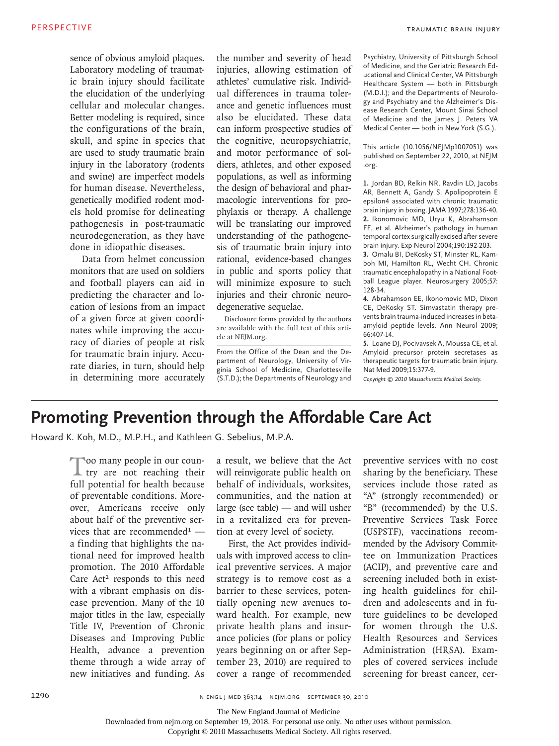sence of obvious amyloid plaques. Laboratory modeling of traumatic brain injury should facilitate the elucidation of the underlying cellular and molecular changes. Better modeling is required, since the configurations of the brain, skull, and spine in species that are used to study traumatic brain injury in the laboratory (rodents and swine) are imperfect models for human disease. Nevertheless, genetically modified rodent models hold promise for delineating pathogenesis in post-traumatic neurodegeneration, as they have done in idiopathic diseases.

Data from helmet concussion monitors that are used on soldiers and football players can aid in predicting the character and location of lesions from an impact of a given force at given coordinates while improving the accuracy of diaries of people at risk for traumatic brain injury. Accurate diaries, in turn, should help in determining more accurately the number and severity of head injuries, allowing estimation of athletes' cumulative risk. Individual differences in trauma tolerance and genetic influences must also be elucidated. These data can inform prospective studies of the cognitive, neuropsychiatric, and motor performance of soldiers, athletes, and other exposed populations, as well as informing the design of behavioral and pharmacologic interventions for prophylaxis or therapy. A challenge will be translating our improved understanding of the pathogenesis of traumatic brain injury into rational, evidence-based changes in public and sports policy that will minimize exposure to such injuries and their chronic neurodegenerative sequelae.

Disclosure forms provided by the authors are available with the full text of this article at NEJM.org.

From the Office of the Dean and the Department of Neurology, University of Virginia School of Medicine, Charlottesville (S.T.D.); the Departments of Neurology and Psychiatry, University of Pittsburgh School of Medicine, and the Geriatric Research Educational and Clinical Center, VA Pittsburgh Healthcare System — both in Pittsburgh (M.D.I.); and the Departments of Neurology and Psychiatry and the Alzheimer's Disease Research Center, Mount Sinai School of Medicine and the James J. Peters VA Medical Center — both in New York (S.G.).

This article (10.1056/NEJMp1007051) was published on September 22, 2010, at NEJM.org.

1. Jordan BD, Relkin NR, Ravdin LD, Jacobs AR, Bennett A, Gandy S. Apolipoprotein E epsilon4 associated with chronic traumatic brain injury in boxing. JAMA 1997;278:136-40.
2. Ikonomovic MD, Uryu K, Abrahamson EE, et al. Alzheimer's pathology in human temporal cortex surgically excised after severe brain injury. Exp Neurol 2004;190:192-203.
3. Omalu BI, DeKosky ST, Minster RL, Kamboh MI, Hamilton RL, Wecht CH. Chronic traumatic encephalopathy in a National Football League player. Neurosurgery 2005;57:128-34.
4. Abrahamson EE, Ikonomovic MD, Dixon CE, DeKosky ST. Simvastatin therapy prevents brain trauma-induced increases in beta-amyloid peptide levels. Ann Neurol 2009;66:407-14.
5. Loane DJ, Pocivavsek A, Moussa CE, et al. Amyloid precursor protein secretases as therapeutic targets for traumatic brain injury. Nat Med 2009;15:377-9.

*Copyright © 2010 Massachusetts Medical Society.*

# Promoting Prevention through the Affordable Care Act

Howard K. Koh, M.D., M.P.H., and Kathleen G. Sebelius, M.P.A.

Too many people in our country are not reaching their full potential for health because of preventable conditions. Moreover, Americans receive only about half of the preventive services that are recommended[1] — a finding that highlights the national need for improved health promotion. The 2010 Affordable Care Act[2] responds to this need with a vibrant emphasis on disease prevention. Many of the 10 major titles in the law, especially Title IV, Prevention of Chronic Diseases and Improving Public Health, advance a prevention theme through a wide array of new initiatives and funding. As a result, we believe that the Act will reinvigorate public health on behalf of individuals, worksites, communities, and the nation at large (see table) — and will usher in a revitalized era for prevention at every level of society.

First, the Act provides individuals with improved access to clinical preventive services. A major strategy is to remove cost as a barrier to these services, potentially opening new avenues toward health. For example, new private health plans and insurance policies (for plans or policy years beginning on or after September 23, 2010) are required to cover a range of recommended preventive services with no cost sharing by the beneficiary. These services include those rated as "A" (strongly recommended) or "B" (recommended) by the U.S. Preventive Services Task Force (USPSTF), vaccinations recommended by the Advisory Committee on Immunization Practices (ACIP), and preventive care and screening included both in existing health guidelines for children and adolescents and in future guidelines to be developed for women through the U.S. Health Resources and Services Administration (HRSA). Examples of covered services include screening for breast cancer, cer-